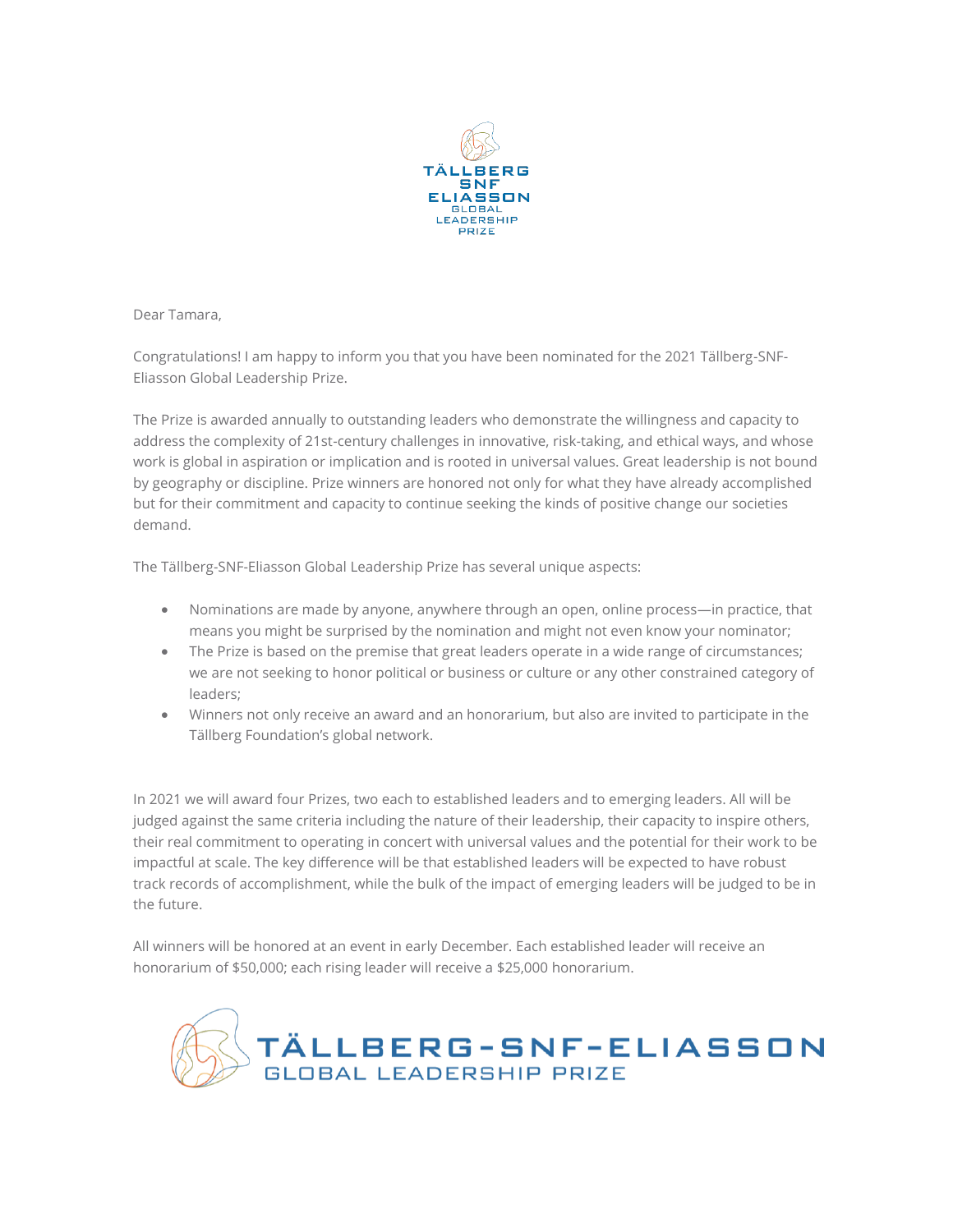Dear Tamara,

Congratulations! I am happy to inform you that you have been nominated for the 2021 Tällberg-SNF-Eliasson Global Leadership Prize.

The Prize is awarded annually to outstanding leaders who demonstrate the willingness and capacity to address the complexity of 21st-century challenges in innovative, risk-taking, and ethical ways, and whose work is global in aspiration or implication and is rooted in universal values. Great leadership is not bound by geography or discipline. Prize winners are honored not only for what they have already accomplished but for their commitment and capacity to continue seeking the kinds of positive change our societies demand.

The Tällberg-SNF-Eliasson Global Leadership Prize has several unique aspects:

- Nominations are made by anyone, anywhere through an open, online process—in practice, that means you might be surprised by the nomination and might not even know your nominator;
- The Prize is based on the premise that great leaders operate in a wide range of circumstances; we are not seeking to honor political or business or culture or any other constrained category of leaders;
- Winners not only receive an award and an honorarium, but also are invited to participate in the Tällberg Foundation's global network.

In 2021 we will award four Prizes, two each to established leaders and to emerging leaders. All will be judged against the same criteria including the nature of their leadership, their capacity to inspire others, their real commitment to operating in concert with universal values and the potential for their work to be impactful at scale. The key difference will be that established leaders will be expected to have robust track records of accomplishment, while the bulk of the impact of emerging leaders will be judged to be in the future.

All winners will be honored at an event in early December. Each established leader will receive an honorarium of $50,000; each rising leader will receive a $25,000 honorarium.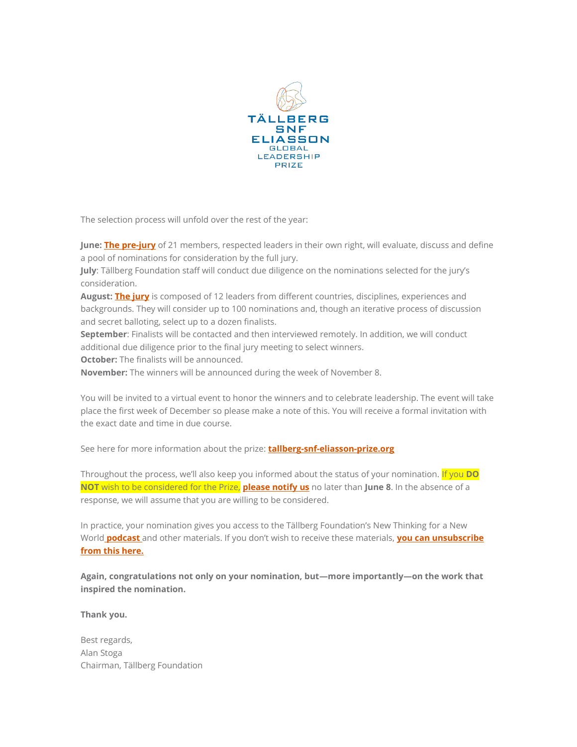TÄLLBERG SNF ELIASSON GLOBAL LEADERSHIP PRIZE

The selection process will unfold over the rest of the year:

**June:** **The pre-jury** of 21 members, respected leaders in their own right, will evaluate, discuss and define a pool of nominations for consideration by the full jury.
**July**: Tällberg Foundation staff will conduct due diligence on the nominations selected for the jury's consideration.
**August:** **The jury** is composed of 12 leaders from different countries, disciplines, experiences and backgrounds. They will consider up to 100 nominations and, though an iterative process of discussion and secret balloting, select up to a dozen finalists.
**September**: Finalists will be contacted and then interviewed remotely. In addition, we will conduct additional due diligence prior to the final jury meeting to select winners.
**October:** The finalists will be announced.
**November:** The winners will be announced during the week of November 8.

You will be invited to a virtual event to honor the winners and to celebrate leadership. The event will take place the first week of December so please make a note of this. You will receive a formal invitation with the exact date and time in due course.

See here for more information about the prize: **tallberg-snf-eliasson-prize.org**

Throughout the process, we'll also keep you informed about the status of your nomination. If you **DO NOT** wish to be considered for the Prize, **please notify us** no later than **June 8**. In the absence of a response, we will assume that you are willing to be considered.

In practice, your nomination gives you access to the Tällberg Foundation's New Thinking for a New World **podcast** and other materials. If you don't wish to receive these materials, **you can unsubscribe from this here.**

**Again, congratulations not only on your nomination, but—more importantly—on the work that inspired the nomination.**

**Thank you.**

Best regards,
Alan Stoga
Chairman, Tällberg Foundation